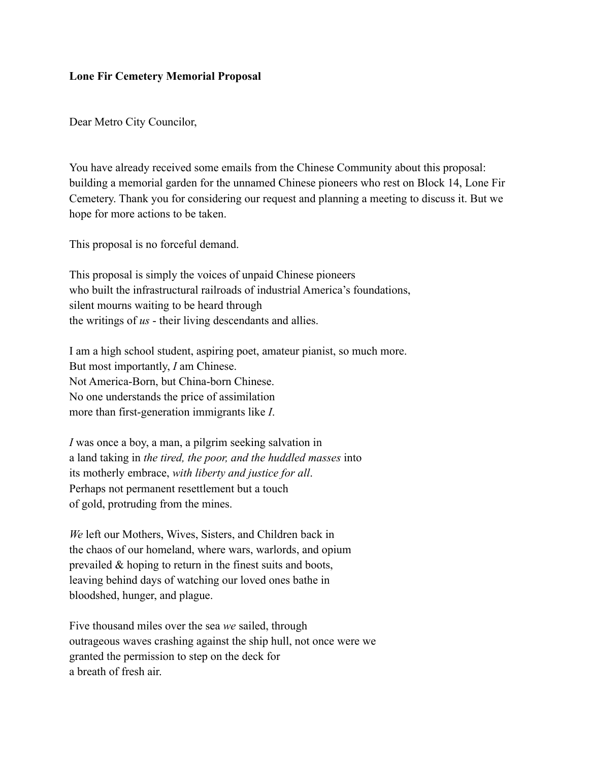**Lone Fir Cemetery Memorial Proposal**

Dear Metro City Councilor,

You have already received some emails from the Chinese Community about this proposal: building a memorial garden for the unnamed Chinese pioneers who rest on Block 14, Lone Fir Cemetery. Thank you for considering our request and planning a meeting to discuss it. But we hope for more actions to be taken.

This proposal is no forceful demand.

This proposal is simply the voices of unpaid Chinese pioneers
who built the infrastructural railroads of industrial America's foundations,
silent mourns waiting to be heard through
the writings of *us* - their living descendants and allies.

I am a high school student, aspiring poet, amateur pianist, so much more.
But most importantly, *I* am Chinese.
Not America-Born, but China-born Chinese.
No one understands the price of assimilation
more than first-generation immigrants like *I*.

*I* was once a boy, a man, a pilgrim seeking salvation in
a land taking in *the tired, the poor, and the huddled masses* into
its motherly embrace, *with liberty and justice for all*.
Perhaps not permanent resettlement but a touch
of gold, protruding from the mines.

*We* left our Mothers, Wives, Sisters, and Children back in
the chaos of our homeland, where wars, warlords, and opium
prevailed & hoping to return in the finest suits and boots,
leaving behind days of watching our loved ones bathe in
bloodshed, hunger, and plague.

Five thousand miles over the sea *we* sailed, through
outrageous waves crashing against the ship hull, not once were we
granted the permission to step on the deck for
a breath of fresh air.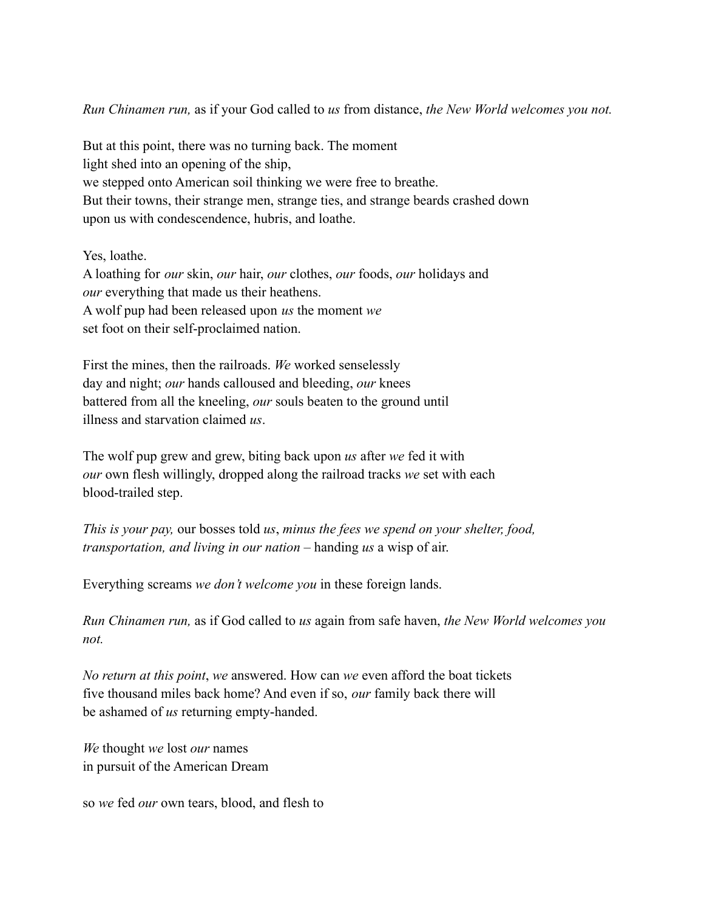*Run Chinamen run,* as if your God called to *us* from distance, *the New World welcomes you not.*

But at this point, there was no turning back. The moment  
light shed into an opening of the ship,  
we stepped onto American soil thinking we were free to breathe.  
But their towns, their strange men, strange ties, and strange beards crashed down  
upon us with condescendence, hubris, and loathe.

Yes, loathe.  
A loathing for *our* skin, *our* hair, *our* clothes, *our* foods, *our* holidays and  
*our* everything that made us their heathens.  
A wolf pup had been released upon *us* the moment *we*  
set foot on their self-proclaimed nation.

First the mines, then the railroads. *We* worked senselessly  
day and night; *our* hands calloused and bleeding, *our* knees  
battered from all the kneeling, *our* souls beaten to the ground until  
illness and starvation claimed *us*.

The wolf pup grew and grew, biting back upon *us* after *we* fed it with  
*our* own flesh willingly, dropped along the railroad tracks *we* set with each  
blood-trailed step.

*This is your pay,* our bosses told *us*, *minus the fees we spend on your shelter, food, transportation, and living in our nation* – handing *us* a wisp of air.

Everything screams *we don't welcome you* in these foreign lands.

*Run Chinamen run,* as if God called to *us* again from safe haven, *the New World welcomes you not.*

*No return at this point*, *we* answered. How can *we* even afford the boat tickets  
five thousand miles back home? And even if so, *our* family back there will  
be ashamed of *us* returning empty-handed.

*We* thought *we* lost *our* names  
in pursuit of the American Dream

so *we* fed *our* own tears, blood, and flesh to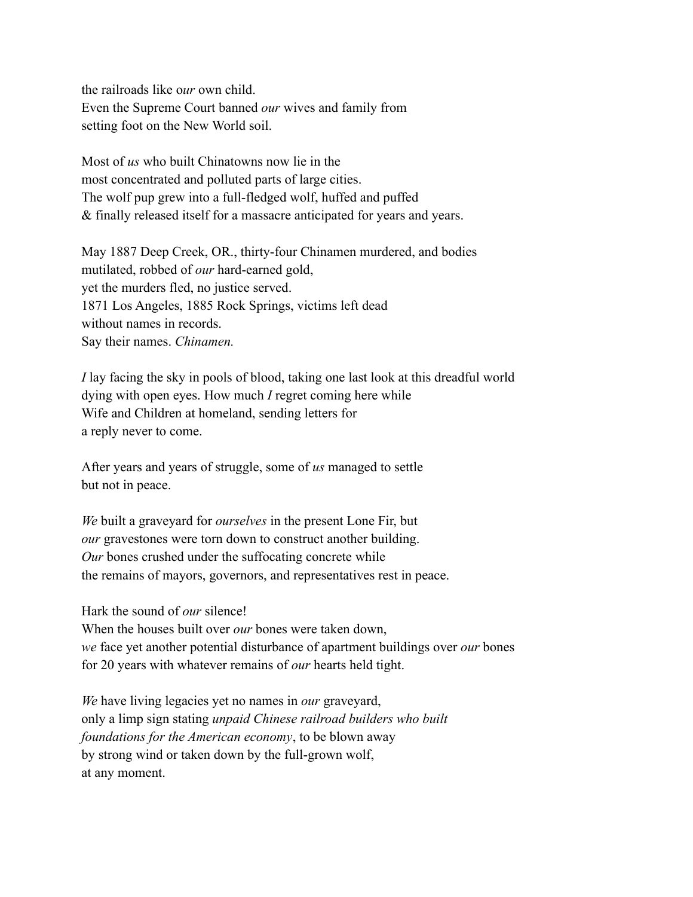the railroads like o*ur* own child.
Even the Supreme Court banned *our* wives and family from
setting foot on the New World soil.

Most of *us* who built Chinatowns now lie in the
most concentrated and polluted parts of large cities.
The wolf pup grew into a full-fledged wolf, huffed and puffed
& finally released itself for a massacre anticipated for years and years.

May 1887 Deep Creek, OR., thirty-four Chinamen murdered, and bodies
mutilated, robbed of *our* hard-earned gold,
yet the murders fled, no justice served.
1871 Los Angeles, 1885 Rock Springs, victims left dead
without names in records.
Say their names. *Chinamen.*

*I* lay facing the sky in pools of blood, taking one last look at this dreadful world
dying with open eyes. How much *I* regret coming here while
Wife and Children at homeland, sending letters for
a reply never to come.

After years and years of struggle, some of *us* managed to settle
but not in peace.

*We* built a graveyard for *ourselves* in the present Lone Fir, but
*our* gravestones were torn down to construct another building.
*Our* bones crushed under the suffocating concrete while
the remains of mayors, governors, and representatives rest in peace.

Hark the sound of *our* silence!
When the houses built over *our* bones were taken down,
*we* face yet another potential disturbance of apartment buildings over *our* bones
for 20 years with whatever remains of *our* hearts held tight.

*We* have living legacies yet no names in *our* graveyard,
only a limp sign stating *unpaid Chinese railroad builders who built
foundations for the American economy*, to be blown away
by strong wind or taken down by the full-grown wolf,
at any moment.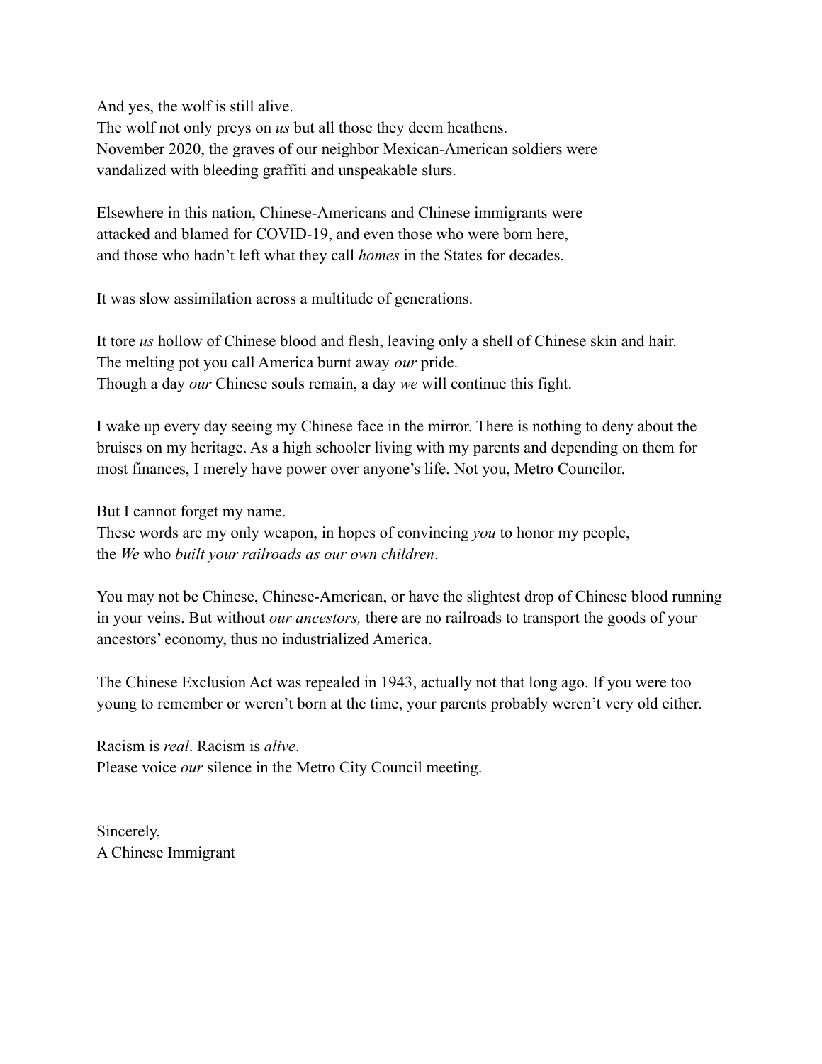And yes, the wolf is still alive.
The wolf not only preys on *us* but all those they deem heathens.
November 2020, the graves of our neighbor Mexican-American soldiers were
vandalized with bleeding graffiti and unspeakable slurs.

Elsewhere in this nation, Chinese-Americans and Chinese immigrants were
attacked and blamed for COVID-19, and even those who were born here,
and those who hadn't left what they call *homes* in the States for decades.

It was slow assimilation across a multitude of generations.

It tore *us* hollow of Chinese blood and flesh, leaving only a shell of Chinese skin and hair.
The melting pot you call America burnt away *our* pride.
Though a day *our* Chinese souls remain, a day *we* will continue this fight.

I wake up every day seeing my Chinese face in the mirror. There is nothing to deny about the bruises on my heritage. As a high schooler living with my parents and depending on them for most finances, I merely have power over anyone's life. Not you, Metro Councilor.

But I cannot forget my name.
These words are my only weapon, in hopes of convincing *you* to honor my people,
the *We* who *built your railroads as our own children*.

You may not be Chinese, Chinese-American, or have the slightest drop of Chinese blood running in your veins. But without *our ancestors,* there are no railroads to transport the goods of your ancestors' economy, thus no industrialized America.

The Chinese Exclusion Act was repealed in 1943, actually not that long ago. If you were too young to remember or weren't born at the time, your parents probably weren't very old either.

Racism is *real*. Racism is *alive*.
Please voice *our* silence in the Metro City Council meeting.

Sincerely,
A Chinese Immigrant